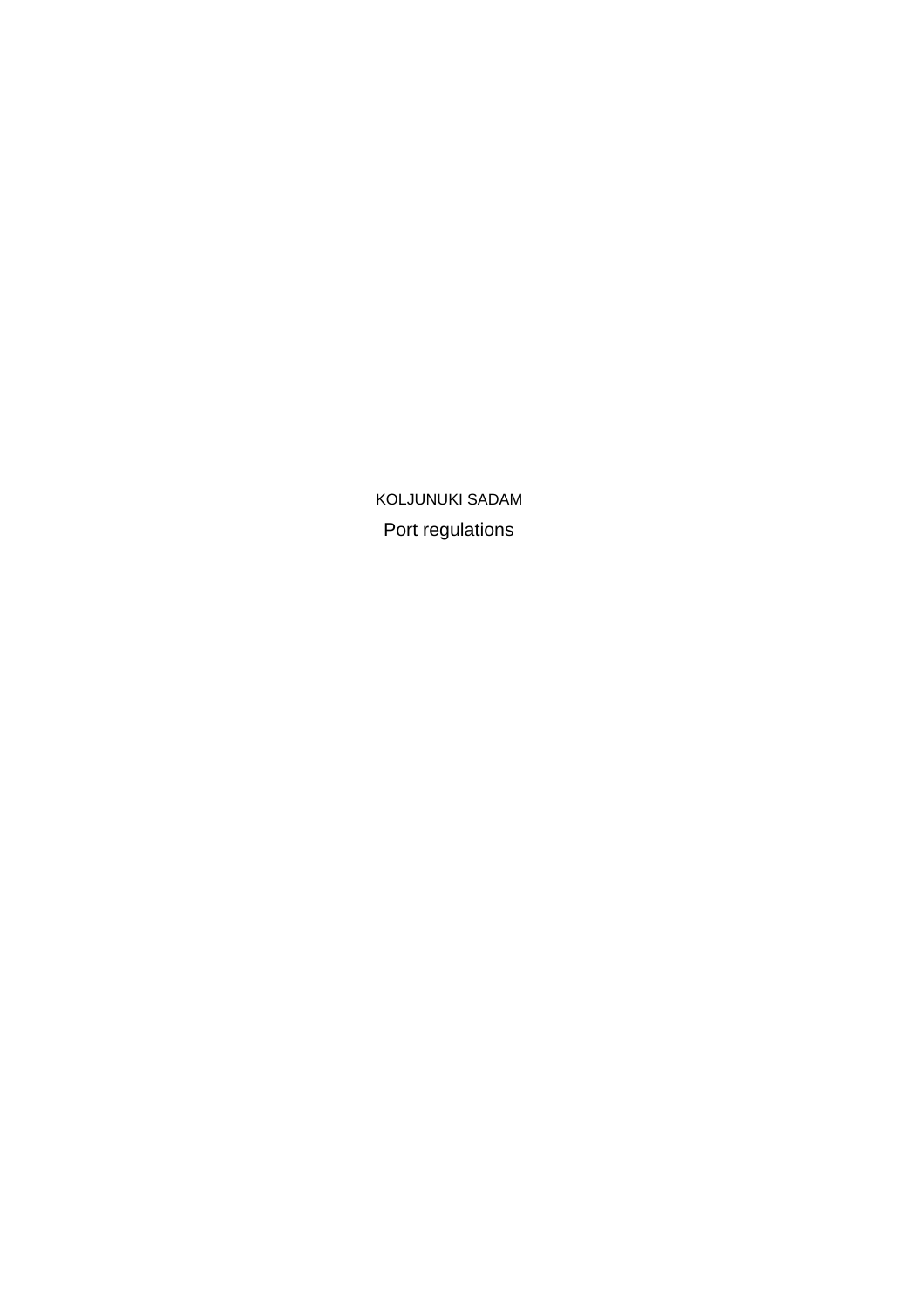# KOLJUNUKI SADAM

## Port regulations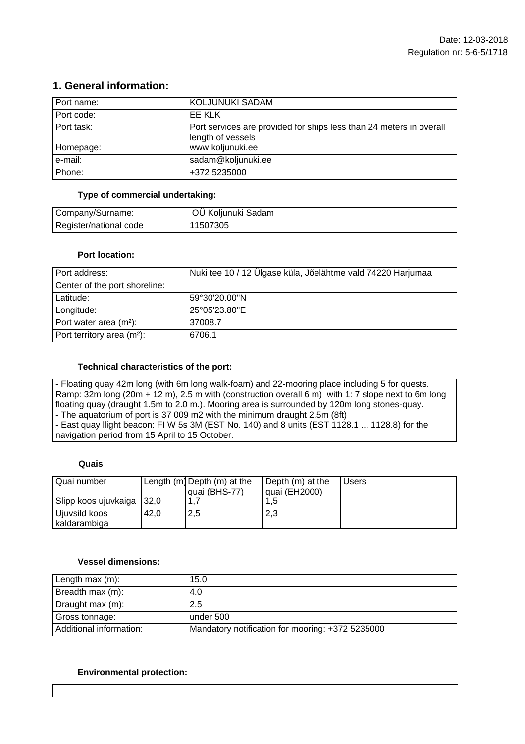Date: 12-03-2018
Regulation nr: 5-6-5/1718

## 1. General information:

| Port name: | KOLJUNUKI SADAM |
|---|---|
| Port code: | EE KLK |
| Port task: | Port services are provided for ships less than 24 meters in overall length of vessels |
| Homepage: | www.koljunuki.ee |
| e-mail: | sadam@koljunuki.ee |
| Phone: | +372 5235000 |

### Type of commercial undertaking:

| Company/Surname: | OÜ Koljunuki Sadam |
|---|---|
| Register/national code | 11507305 |

### Port location:

| Port address: | Nuki tee 10 / 12 Ülgase küla, Jõelähtme vald 74220 Harjumaa |
|---|---|
| Center of the port shoreline: | |
| Latitude: | 59°30'20.00"N |
| Longitude: | 25°05'23.80"E |
| Port water area (m²): | 37008.7 |
| Port territory area (m²): | 6706.1 |

### Technical characteristics of the port:

- Floating quay 42m long (with 6m long walk-foam) and 22-mooring place including 5 for quests. Ramp: 32m long (20m + 12 m), 2.5 m with (construction overall 6 m) with 1: 7 slope next to 6m long floating quay (draught 1.5m to 2.0 m.). Mooring area is surrounded by 120m long stones-quay.
- The aquatorium of port is 37 009 m2 with the minimum draught 2.5m (8ft)
- East quay llight beacon: Fl W 5s 3M (EST No. 140) and 8 units (EST 1128.1 ... 1128.8) for the navigation period from 15 April to 15 October.

### Quais

| Quai number | Length (m) | Depth (m) at the quai (BHS-77) | Depth (m) at the quai (EH2000) | Users |
|---|---|---|---|---|
| Slipp koos ujuvkaiga | 32,0 | 1,7 | 1,5 | |
| Ujuvsild koos kaldarambiga | 42,0 | 2,5 | 2,3 | |

### Vessel dimensions:

| Length max (m): | 15.0 |
|---|---|
| Breadth max (m): | 4.0 |
| Draught max (m): | 2.5 |
| Gross tonnage: | under 500 |
| Additional information: | Mandatory notification for mooring: +372 5235000 |

### Environmental protection: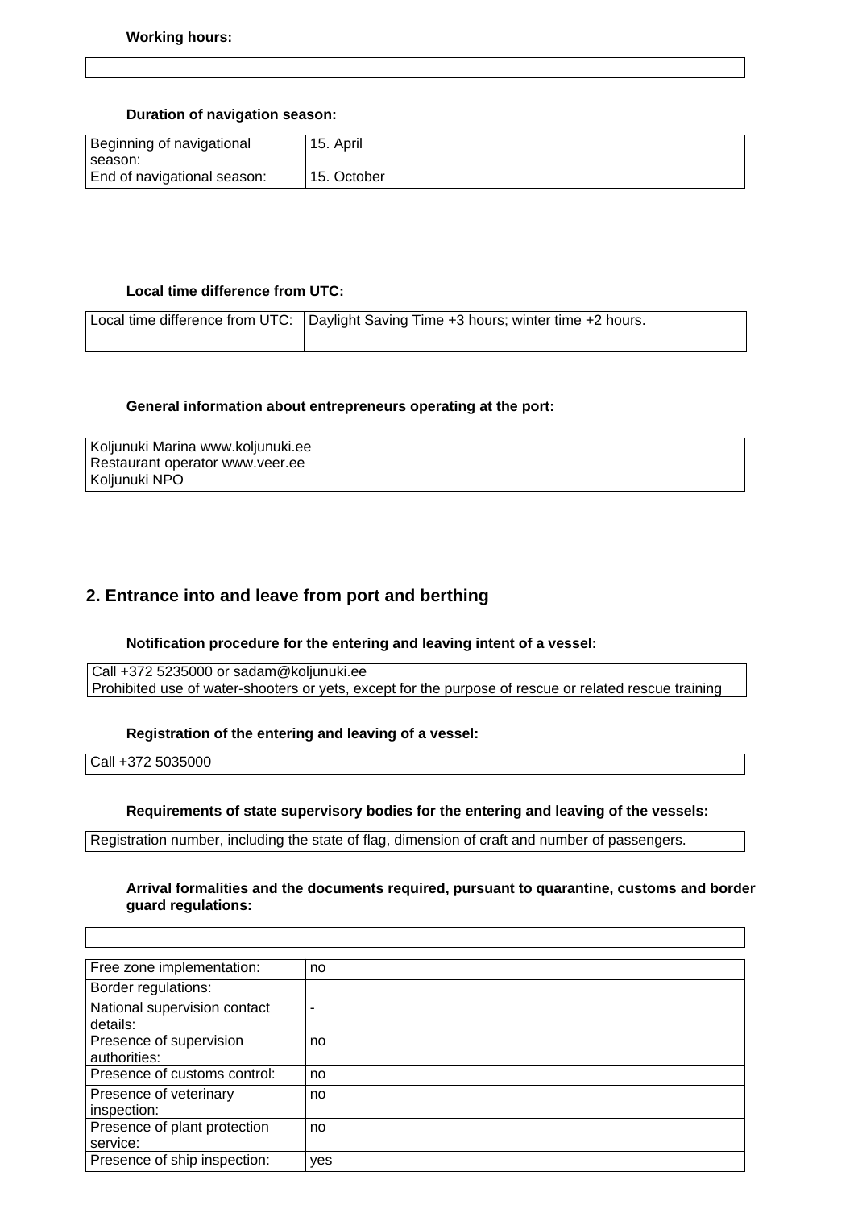**Working hours:**

| |
|---|
| |

**Duration of navigation season:**

| | |
|---|---|
| Beginning of navigational season: | 15. April |
| End of navigational season: | 15. October |

**Local time difference from UTC:**

| | |
|---|---|
| Local time difference from UTC: | Daylight Saving Time +3 hours; winter time +2 hours. |

**General information about entrepreneurs operating at the port:**

| |
|---|
| Koljunuki Marina www.koljunuki.ee<br>Restaurant operator www.veer.ee<br>Koljunuki NPO |

## 2. Entrance into and leave from port and berthing

**Notification procedure for the entering and leaving intent of a vessel:**

| |
|---|
| Call +372 5235000 or sadam@koljunuki.ee<br>Prohibited use of water-shooters or yets, except for the purpose of rescue or related rescue training |

**Registration of the entering and leaving of a vessel:**

| |
|---|
| Call +372 5035000 |

**Requirements of state supervisory bodies for the entering and leaving of the vessels:**

| |
|---|
| Registration number, including the state of flag, dimension of craft and number of passengers. |

**Arrival formalities and the documents required, pursuant to quarantine, customs and border guard regulations:**

| |
|---|
| |

| | |
|---|---|
| Free zone implementation: | no |
| Border regulations: | |
| National supervision contact details: | - |
| Presence of supervision authorities: | no |
| Presence of customs control: | no |
| Presence of veterinary inspection: | no |
| Presence of plant protection service: | no |
| Presence of ship inspection: | yes |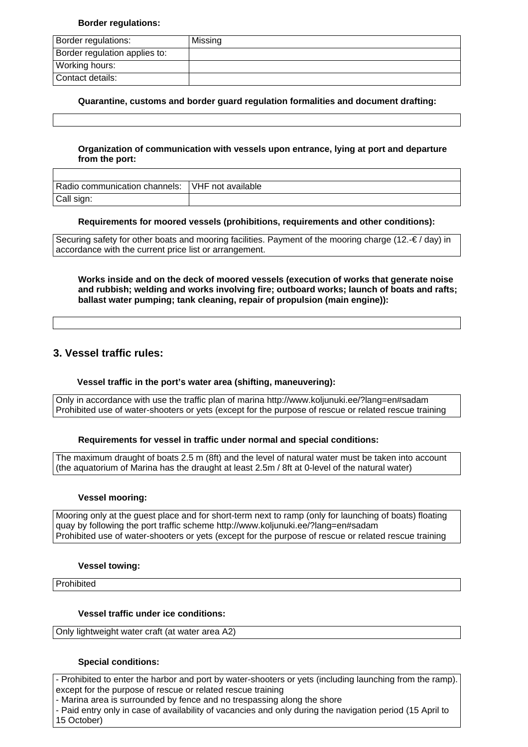**Border regulations:**

| Border regulations: | Missing |
|---|---|
| Border regulation applies to: | |
| Working hours: | |
| Contact details: | |

**Quarantine, customs and border guard regulation formalities and document drafting:**

| |
|---|
| |

**Organization of communication with vessels upon entrance, lying at port and departure from the port:**

| | |
|---|---|
| Radio communication channels: | VHF not available |
| Call sign: | |

**Requirements for moored vessels (prohibitions, requirements and other conditions):**

| Securing safety for other boats and mooring facilities. Payment of the mooring charge (12.-€ / day) in accordance with the current price list or arrangement. |
|---|

**Works inside and on the deck of moored vessels (execution of works that generate noise and rubbish; welding and works involving fire; outboard works; launch of boats and rafts; ballast water pumping; tank cleaning, repair of propulsion (main engine)):**

| |
|---|
| |

## 3. Vessel traffic rules:

**Vessel traffic in the port's water area (shifting, maneuvering):**

| Only in accordance with use the traffic plan of marina http://www.koljunuki.ee/?lang=en#sadam Prohibited use of water-shooters or yets (except for the purpose of rescue or related rescue training |
|---|

**Requirements for vessel in traffic under normal and special conditions:**

| The maximum draught of boats 2.5 m (8ft) and the level of natural water must be taken into account (the aquatorium of Marina has the draught at least 2.5m / 8ft at 0-level of the natural water) |
|---|

**Vessel mooring:**

| Mooring only at the guest place and for short-term next to ramp (only for launching of boats) floating quay by following the port traffic scheme http://www.koljunuki.ee/?lang=en#sadam Prohibited use of water-shooters or yets (except for the purpose of rescue or related rescue training |
|---|

**Vessel towing:**

| Prohibited |
|---|

**Vessel traffic under ice conditions:**

| Only lightweight water craft (at water area A2) |
|---|

**Special conditions:**

| - Prohibited to enter the harbor and port by water-shooters or yets (including launching from the ramp). except for the purpose of rescue or related rescue training<br>- Marina area is surrounded by fence and no trespassing along the shore<br>- Paid entry only in case of availability of vacancies and only during the navigation period (15 April to 15 October) |
|---|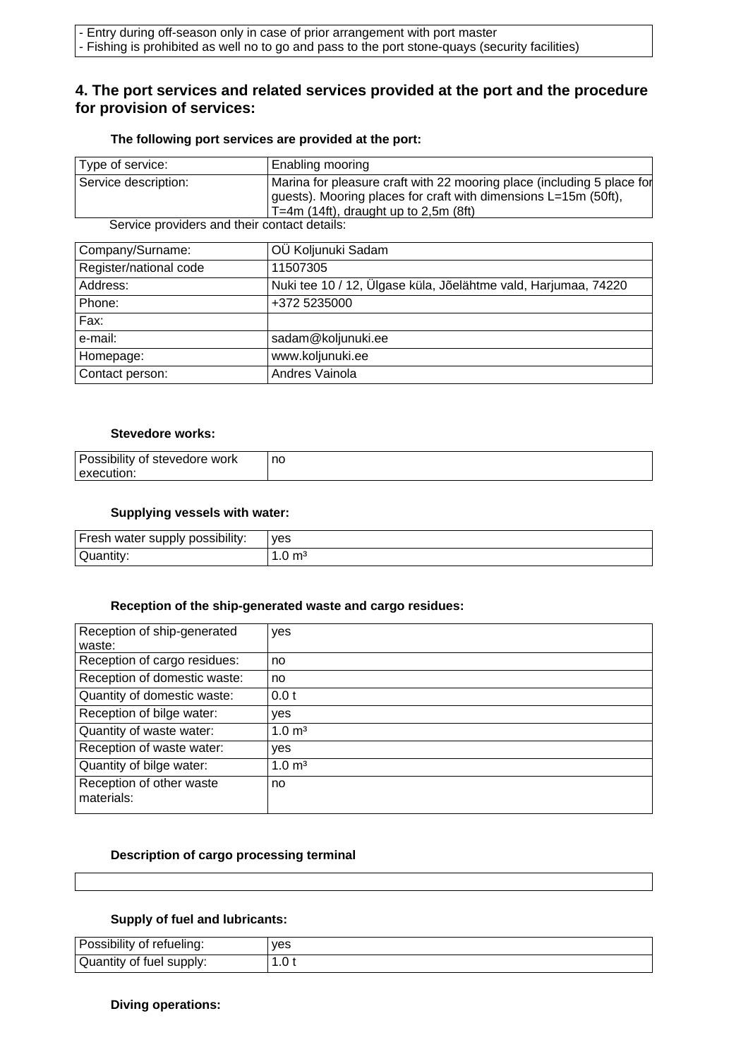| - Entry during off-season only in case of prior arrangement with port master<br>- Fishing is prohibited as well no to go and pass to the port stone-quays (security facilities) |
|---|

## 4. The port services and related services provided at the port and the procedure for provision of services:

### The following port services are provided at the port:

| Type of service: | Enabling mooring |
|---|---|
| Service description: | Marina for pleasure craft with 22 mooring place (including 5 place for guests). Mooring places for craft with dimensions L=15m (50ft), T=4m (14ft), draught up to 2,5m (8ft) |

Service providers and their contact details:

| Company/Surname: | OÜ Koljunuki Sadam |
|---|---|
| Register/national code | 11507305 |
| Address: | Nuki tee 10 / 12, Ülgase küla, Jõelähtme vald, Harjumaa, 74220 |
| Phone: | +372 5235000 |
| Fax: | |
| e-mail: | sadam@koljunuki.ee |
| Homepage: | www.koljunuki.ee |
| Contact person: | Andres Vainola |

### Stevedore works:

| Possibility of stevedore work execution: | no |
|---|---|

### Supplying vessels with water:

| Fresh water supply possibility: | yes |
|---|---|
| Quantity: | 1.0 m³ |

### Reception of the ship-generated waste and cargo residues:

| Reception of ship-generated waste: | yes |
|---|---|
| Reception of cargo residues: | no |
| Reception of domestic waste: | no |
| Quantity of domestic waste: | 0.0 t |
| Reception of bilge water: | yes |
| Quantity of waste water: | 1.0 m³ |
| Reception of waste water: | yes |
| Quantity of bilge water: | 1.0 m³ |
| Reception of other waste materials: | no |

### Description of cargo processing terminal

| |
|---|

### Supply of fuel and lubricants:

| Possibility of refueling: | yes |
|---|---|
| Quantity of fuel supply: | 1.0 t |

### Diving operations: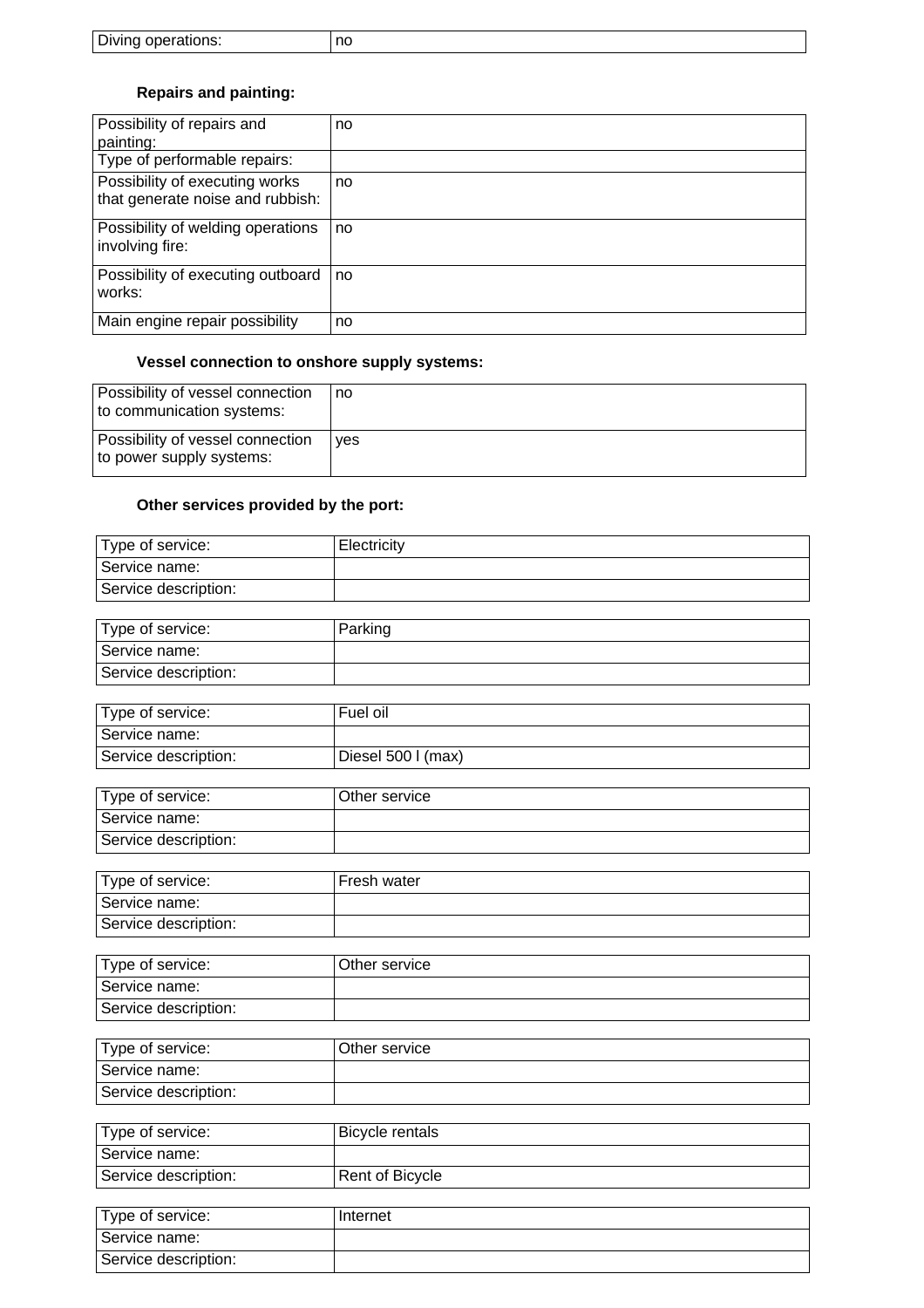| Diving operations: | no |
|---|---|

**Repairs and painting:**

| Possibility of repairs and painting: | no |
|---|---|
| Type of performable repairs: | |
| Possibility of executing works that generate noise and rubbish: | no |
| Possibility of welding operations involving fire: | no |
| Possibility of executing outboard works: | no |
| Main engine repair possibility | no |

**Vessel connection to onshore supply systems:**

| Possibility of vessel connection to communication systems: | no |
|---|---|
| Possibility of vessel connection to power supply systems: | yes |

**Other services provided by the port:**

| Type of service: | Electricity |
|---|---|
| Service name: | |
| Service description: | |

| Type of service: | Parking |
|---|---|
| Service name: | |
| Service description: | |

| Type of service: | Fuel oil |
|---|---|
| Service name: | |
| Service description: | Diesel 500 l (max) |

| Type of service: | Other service |
|---|---|
| Service name: | |
| Service description: | |

| Type of service: | Fresh water |
|---|---|
| Service name: | |
| Service description: | |

| Type of service: | Other service |
|---|---|
| Service name: | |
| Service description: | |

| Type of service: | Other service |
|---|---|
| Service name: | |
| Service description: | |

| Type of service: | Bicycle rentals |
|---|---|
| Service name: | |
| Service description: | Rent of Bicycle |

| Type of service: | Internet |
|---|---|
| Service name: | |
| Service description: | |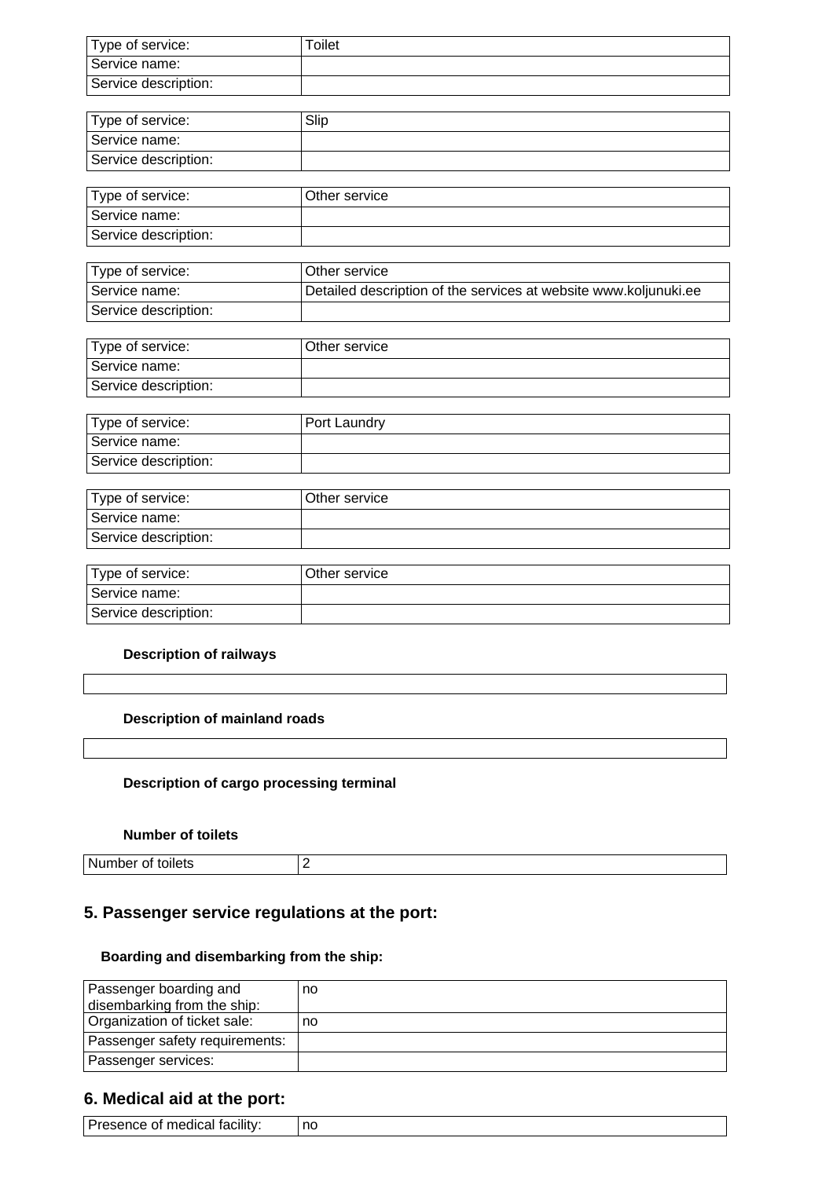| Type of service: | Toilet |
| --- | --- |
| Service name: | |
| Service description: | |

| Type of service: | Slip |
| --- | --- |
| Service name: | |
| Service description: | |

| Type of service: | Other service |
| --- | --- |
| Service name: | |
| Service description: | |

| Type of service: | Other service |
| --- | --- |
| Service name: | Detailed description of the services at website www.koljunuki.ee |
| Service description: | |

| Type of service: | Other service |
| --- | --- |
| Service name: | |
| Service description: | |

| Type of service: | Port Laundry |
| --- | --- |
| Service name: | |
| Service description: | |

| Type of service: | Other service |
| --- | --- |
| Service name: | |
| Service description: | |

| Type of service: | Other service |
| --- | --- |
| Service name: | |
| Service description: | |

#### Description of railways

#### Description of mainland roads

#### Description of cargo processing terminal

#### Number of toilets

| Number of toilets | 2 |
| --- | --- |

## 5. Passenger service regulations at the port:

#### Boarding and disembarking from the ship:

| Passenger boarding and disembarking from the ship: | no |
| --- | --- |
| Organization of ticket sale: | no |
| Passenger safety requirements: | |
| Passenger services: | |

## 6. Medical aid at the port:

| Presence of medical facility: | no |
| --- | --- |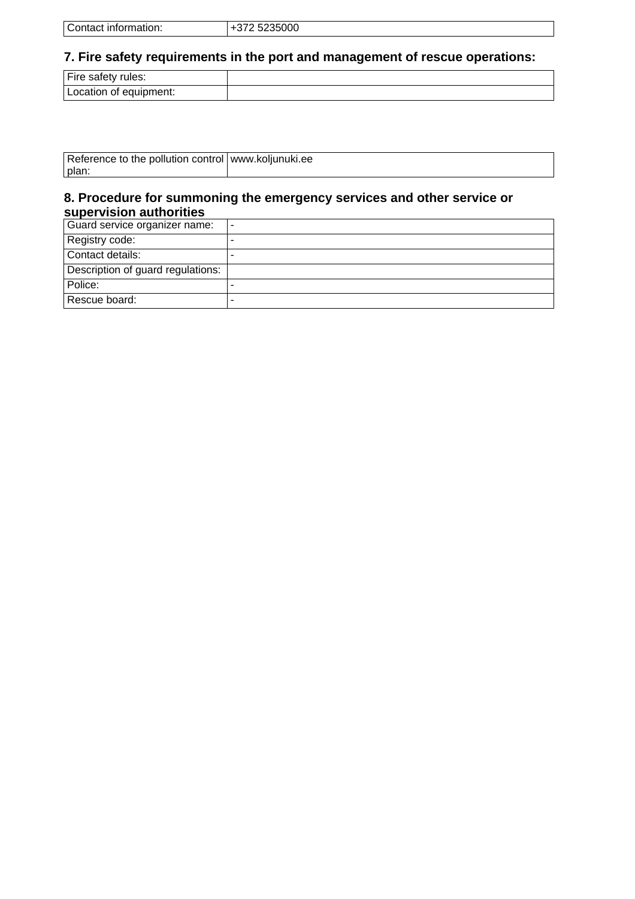| | |
|---|---|
| Contact information: | +372 5235000 |

## 7. Fire safety requirements in the port and management of rescue operations:

| | |
|---|---|
| Fire safety rules: | |
| Location of equipment: | |

| | |
|---|---|
| Reference to the pollution control plan: | www.koljunuki.ee |

## 8. Procedure for summoning the emergency services and other service or supervision authorities

| | |
|---|---|
| Guard service organizer name: | - |
| Registry code: | - |
| Contact details: | - |
| Description of guard regulations: | |
| Police: | - |
| Rescue board: | - |